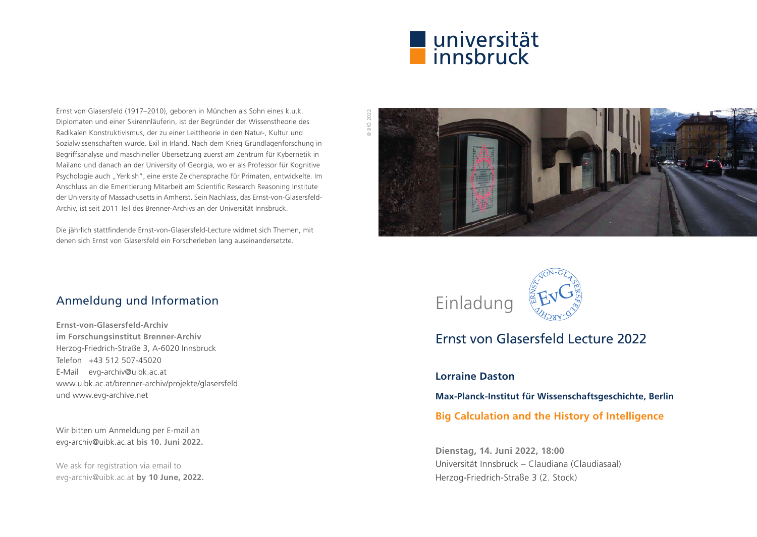universität innsbruck

Ernst von Glasersfeld (1917–2010), geboren in München als Sohn eines k.u.k. Diplomaten und einer Skirennläuferin, ist der Begründer der Wissenstheorie des Radikalen Konstruktivismus, der zu einer Leittheorie in den Natur-, Kultur und Sozialwissenschaften wurde. Exil in Irland. Nach dem Krieg Grundlagenforschung in Begriffsanalyse und maschineller Übersetzung zuerst am Zentrum für Kybernetik in Mailand und danach an der University of Georgia, wo er als Professor für Kognitive Psychologie auch „Yerkish", eine erste Zeichensprache für Primaten, entwickelte. Im Anschluss an die Emeritierung Mitarbeit am Scientific Research Reasoning Institute der University of Massachusetts in Amherst. Sein Nachlass, das Ernst-von-Glasersfeld-Archiv, ist seit 2011 Teil des Brenner-Archivs an der Universität Innsbruck.

Die jährlich stattfindende Ernst-von-Glasersfeld-Lecture widmet sich Themen, mit denen sich Ernst von Glasersfeld ein Forscherleben lang auseinandersetzte.

## Anmeldung und Information

**Ernst-von-Glasersfeld-Archiv**
**im Forschungsinstitut Brenner-Archiv**
Herzog-Friedrich-Straße 3, A-6020 Innsbruck
Telefon +43 512 507-45020
E-Mail evg-archiv@uibk.ac.at
www.uibk.ac.at/brenner-archiv/projekte/glasersfeld
und www.evg-archive.net

Wir bitten um Anmeldung per E-mail an evg-archiv@uibk.ac.at **bis 10. Juni 2022.**

We ask for registration via email to evg-archiv@uibk.ac.at **by 10 June, 2022.**

© BIÖ 2022

# Einladung

Ernst-von-Glasersfeld-Archiv EvG

## Ernst von Glasersfeld Lecture 2022

**Lorraine Daston**

**Max-Planck-Institut für Wissenschaftsgeschichte, Berlin**

**Big Calculation and the History of Intelligence**

**Dienstag, 14. Juni 2022, 18:00**
Universität Innsbruck – Claudiana (Claudiasaal)
Herzog-Friedrich-Straße 3 (2. Stock)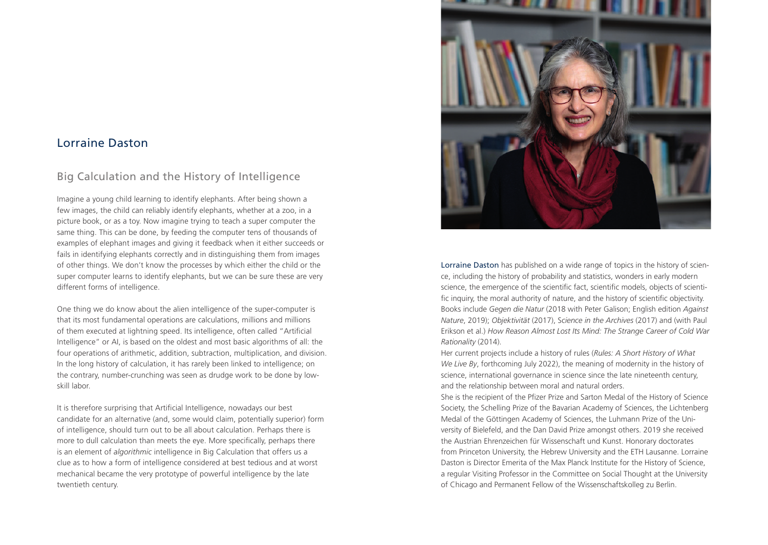## Lorraine Daston

### Big Calculation and the History of Intelligence

Imagine a young child learning to identify elephants. After being shown a few images, the child can reliably identify elephants, whether at a zoo, in a picture book, or as a toy. Now imagine trying to teach a super computer the same thing. This can be done, by feeding the computer tens of thousands of examples of elephant images and giving it feedback when it either succeeds or fails in identifying elephants correctly and in distinguishing them from images of other things. We don't know the processes by which either the child or the super computer learns to identify elephants, but we can be sure these are very different forms of intelligence.

One thing we do know about the alien intelligence of the super-computer is that its most fundamental operations are calculations, millions and millions of them executed at lightning speed. Its intelligence, often called "Artificial Intelligence" or AI, is based on the oldest and most basic algorithms of all: the four operations of arithmetic, addition, subtraction, multiplication, and division. In the long history of calculation, it has rarely been linked to intelligence; on the contrary, number-crunching was seen as drudge work to be done by low-skill labor.

It is therefore surprising that Artificial Intelligence, nowadays our best candidate for an alternative (and, some would claim, potentially superior) form of intelligence, should turn out to be all about calculation. Perhaps there is more to dull calculation than meets the eye. More specifically, perhaps there is an element of *algorithmic* intelligence in Big Calculation that offers us a clue as to how a form of intelligence considered at best tedious and at worst mechanical became the very prototype of powerful intelligence by the late twentieth century.

Lorraine Daston has published on a wide range of topics in the history of science, including the history of probability and statistics, wonders in early modern science, the emergence of the scientific fact, scientific models, objects of scientific inquiry, the moral authority of nature, and the history of scientific objectivity. Books include *Gegen die Natur* (2018 with Peter Galison; English edition *Against Nature*, 2019); *Objektivität* (2017), *Science in the Archives* (2017) and (with Paul Erikson et al.) *How Reason Almost Lost Its Mind: The Strange Career of Cold War Rationality* (2014).

Her current projects include a history of rules (*Rules: A Short History of What We Live By*, forthcoming July 2022), the meaning of modernity in the history of science, international governance in science since the late nineteenth century, and the relationship between moral and natural orders.

She is the recipient of the Pfizer Prize and Sarton Medal of the History of Science Society, the Schelling Prize of the Bavarian Academy of Sciences, the Lichtenberg Medal of the Göttingen Academy of Sciences, the Luhmann Prize of the University of Bielefeld, and the Dan David Prize amongst others. 2019 she received the Austrian Ehrenzeichen für Wissenschaft und Kunst. Honorary doctorates from Princeton University, the Hebrew University and the ETH Lausanne. Lorraine Daston is Director Emerita of the Max Planck Institute for the History of Science, a regular Visiting Professor in the Committee on Social Thought at the University of Chicago and Permanent Fellow of the Wissenschaftskolleg zu Berlin.